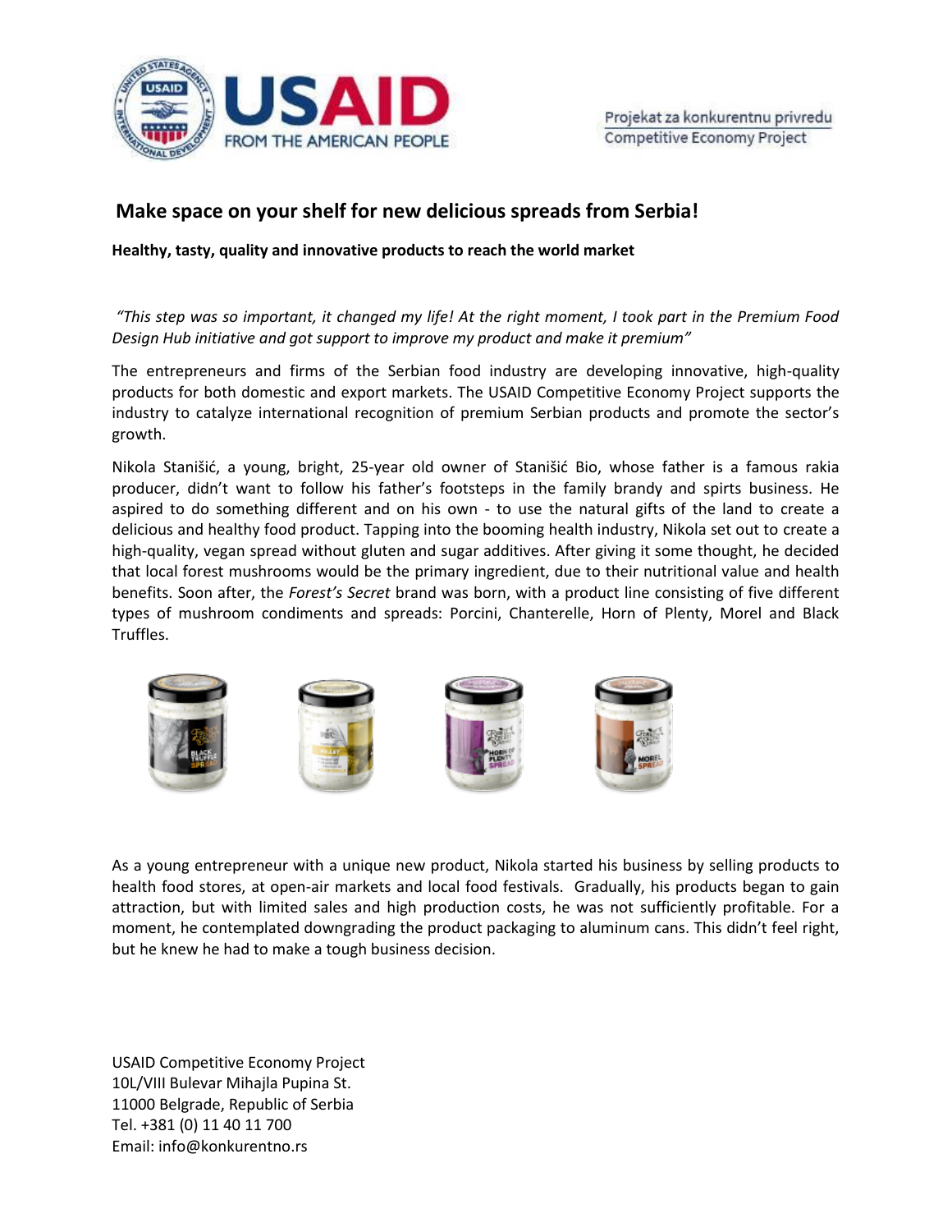# Make space on your shelf for new delicious spreads from Serbia!

**Healthy, tasty, quality and innovative products to reach the world market**

*"This step was so important, it changed my life! At the right moment, I took part in the Premium Food Design Hub initiative and got support to improve my product and make it premium"*

The entrepreneurs and firms of the Serbian food industry are developing innovative, high-quality products for both domestic and export markets. The USAID Competitive Economy Project supports the industry to catalyze international recognition of premium Serbian products and promote the sector's growth.

Nikola Stanišić, a young, bright, 25-year old owner of Stanišić Bio, whose father is a famous rakia producer, didn't want to follow his father's footsteps in the family brandy and spirts business. He aspired to do something different and on his own - to use the natural gifts of the land to create a delicious and healthy food product. Tapping into the booming health industry, Nikola set out to create a high-quality, vegan spread without gluten and sugar additives. After giving it some thought, he decided that local forest mushrooms would be the primary ingredient, due to their nutritional value and health benefits. Soon after, the *Forest's Secret* brand was born, with a product line consisting of five different types of mushroom condiments and spreads: Porcini, Chanterelle, Horn of Plenty, Morel and Black Truffles.

As a young entrepreneur with a unique new product, Nikola started his business by selling products to health food stores, at open-air markets and local food festivals. Gradually, his products began to gain attraction, but with limited sales and high production costs, he was not sufficiently profitable. For a moment, he contemplated downgrading the product packaging to aluminum cans. This didn't feel right, but he knew he had to make a tough business decision.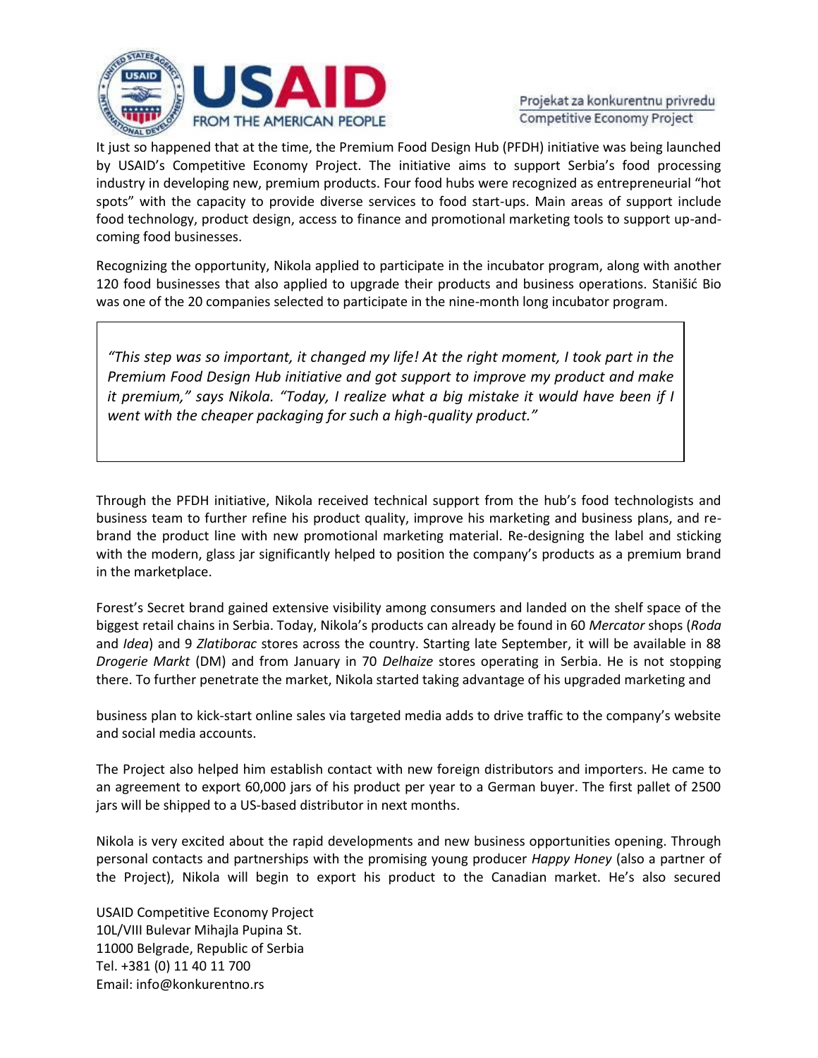It just so happened that at the time, the Premium Food Design Hub (PFDH) initiative was being launched by USAID's Competitive Economy Project. The initiative aims to support Serbia's food processing industry in developing new, premium products. Four food hubs were recognized as entrepreneurial "hot spots" with the capacity to provide diverse services to food start-ups. Main areas of support include food technology, product design, access to finance and promotional marketing tools to support up-and-coming food businesses.

Recognizing the opportunity, Nikola applied to participate in the incubator program, along with another 120 food businesses that also applied to upgrade their products and business operations. Stanišić Bio was one of the 20 companies selected to participate in the nine-month long incubator program.

> *"This step was so important, it changed my life! At the right moment, I took part in the Premium Food Design Hub initiative and got support to improve my product and make it premium," says Nikola. "Today, I realize what a big mistake it would have been if I went with the cheaper packaging for such a high-quality product."*

Through the PFDH initiative, Nikola received technical support from the hub's food technologists and business team to further refine his product quality, improve his marketing and business plans, and re-brand the product line with new promotional marketing material. Re-designing the label and sticking with the modern, glass jar significantly helped to position the company's products as a premium brand in the marketplace.

Forest's Secret brand gained extensive visibility among consumers and landed on the shelf space of the biggest retail chains in Serbia. Today, Nikola's products can already be found in 60 *Mercator* shops (*Roda* and *Idea*) and 9 *Zlatiborac* stores across the country. Starting late September, it will be available in 88 *Drogerie Markt* (DM) and from January in 70 *Delhaize* stores operating in Serbia. He is not stopping there. To further penetrate the market, Nikola started taking advantage of his upgraded marketing and business plan to kick-start online sales via targeted media adds to drive traffic to the company's website and social media accounts.

The Project also helped him establish contact with new foreign distributors and importers. He came to an agreement to export 60,000 jars of his product per year to a German buyer. The first pallet of 2500 jars will be shipped to a US-based distributor in next months.

Nikola is very excited about the rapid developments and new business opportunities opening. Through personal contacts and partnerships with the promising young producer *Happy Honey* (also a partner of the Project), Nikola will begin to export his product to the Canadian market. He's also secured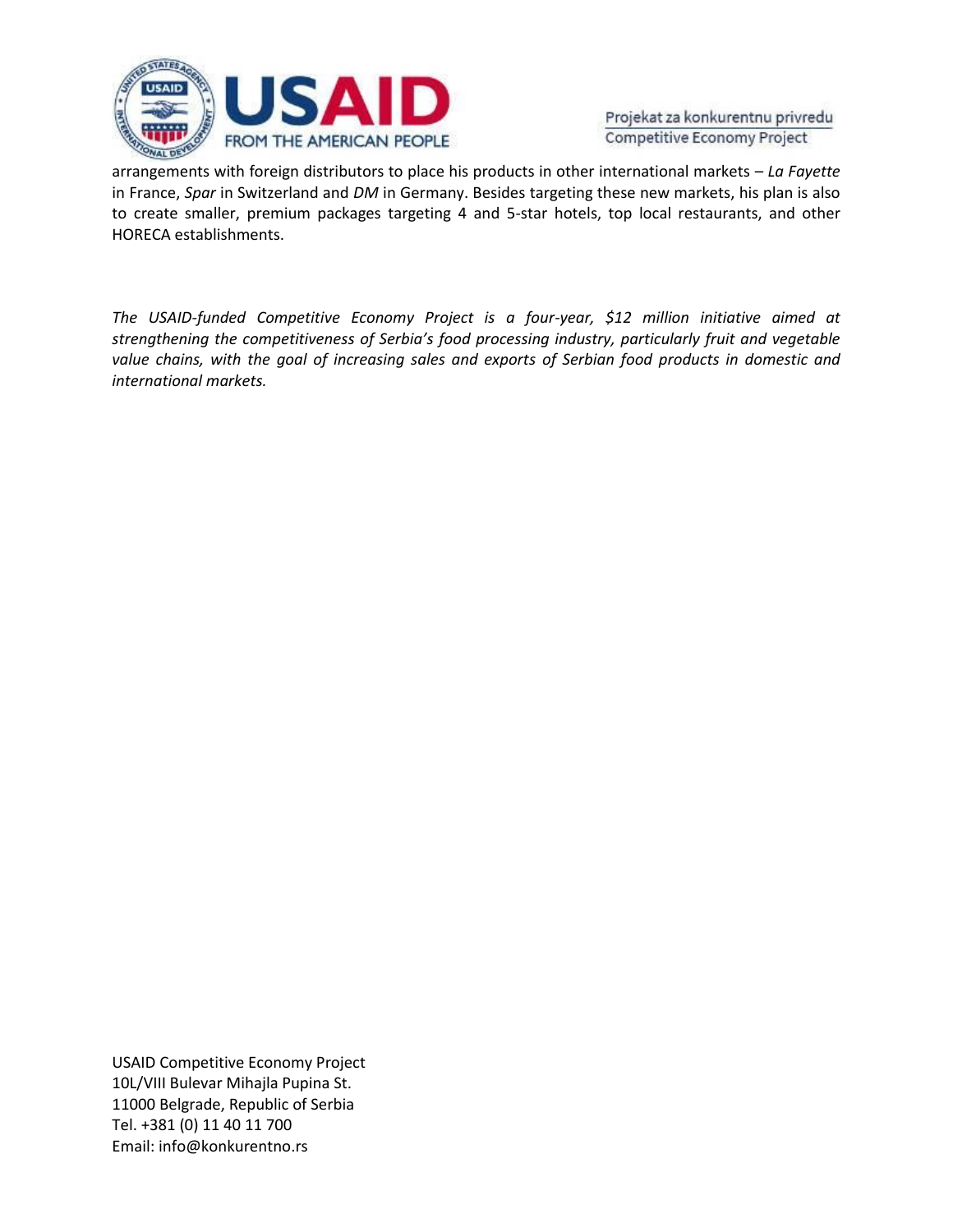arrangements with foreign distributors to place his products in other international markets – *La Fayette* in France, *Spar* in Switzerland and *DM* in Germany. Besides targeting these new markets, his plan is also to create smaller, premium packages targeting 4 and 5-star hotels, top local restaurants, and other HORECA establishments.

*The USAID-funded Competitive Economy Project is a four-year, $12 million initiative aimed at strengthening the competitiveness of Serbia's food processing industry, particularly fruit and vegetable value chains, with the goal of increasing sales and exports of Serbian food products in domestic and international markets.*

USAID Competitive Economy Project
10L/VIII Bulevar Mihajla Pupina St.
11000 Belgrade, Republic of Serbia
Tel. +381 (0) 11 40 11 700
Email: info@konkurentno.rs